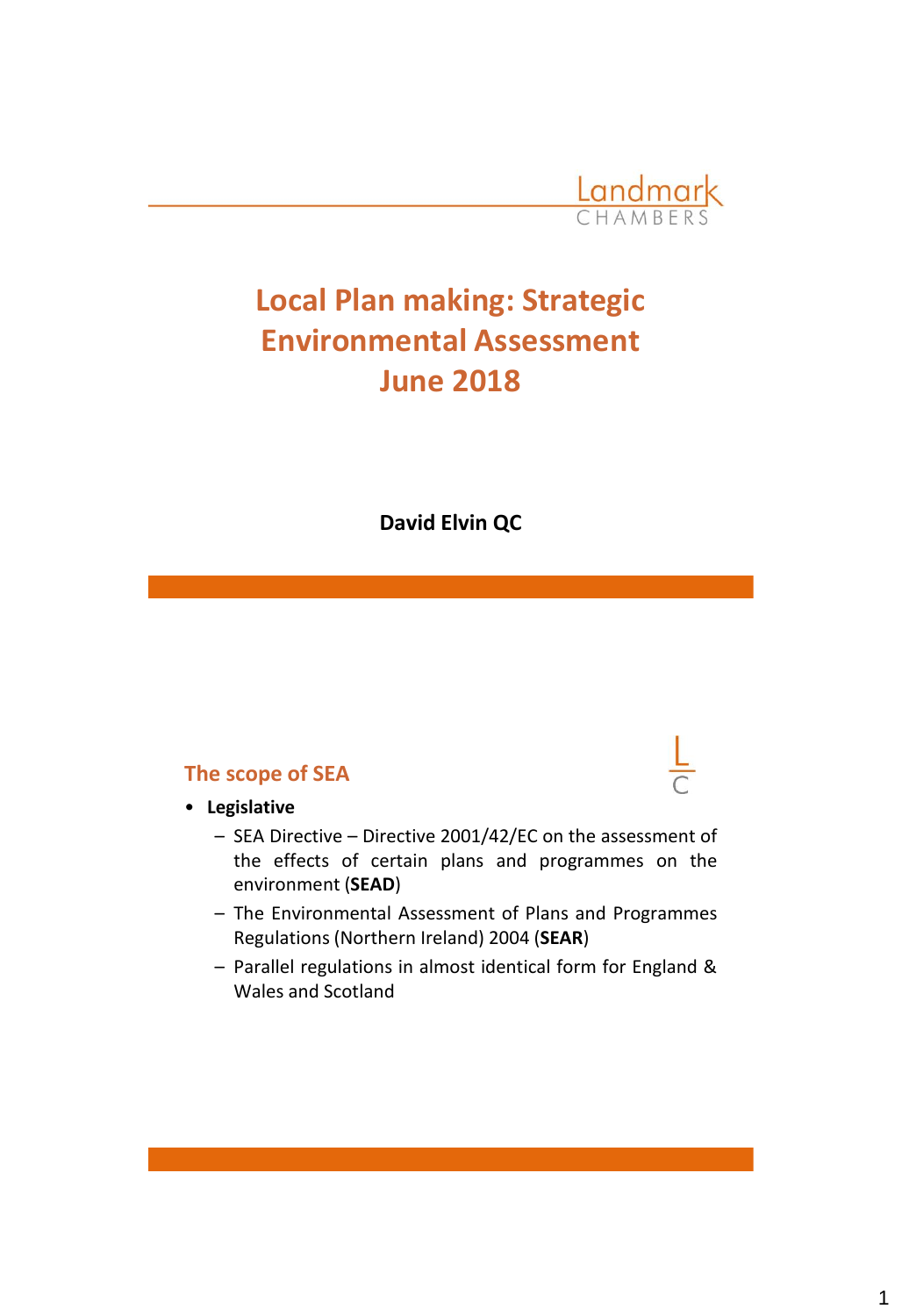# Local Plan making: Strategic Environmental Assessment June 2018

**David Elvin QC**

## The scope of SEA

- **Legislative**
  - SEA Directive – Directive 2001/42/EC on the assessment of the effects of certain plans and programmes on the environment (**SEAD**)
  - The Environmental Assessment of Plans and Programmes Regulations (Northern Ireland) 2004 (**SEAR**)
  - Parallel regulations in almost identical form for England & Wales and Scotland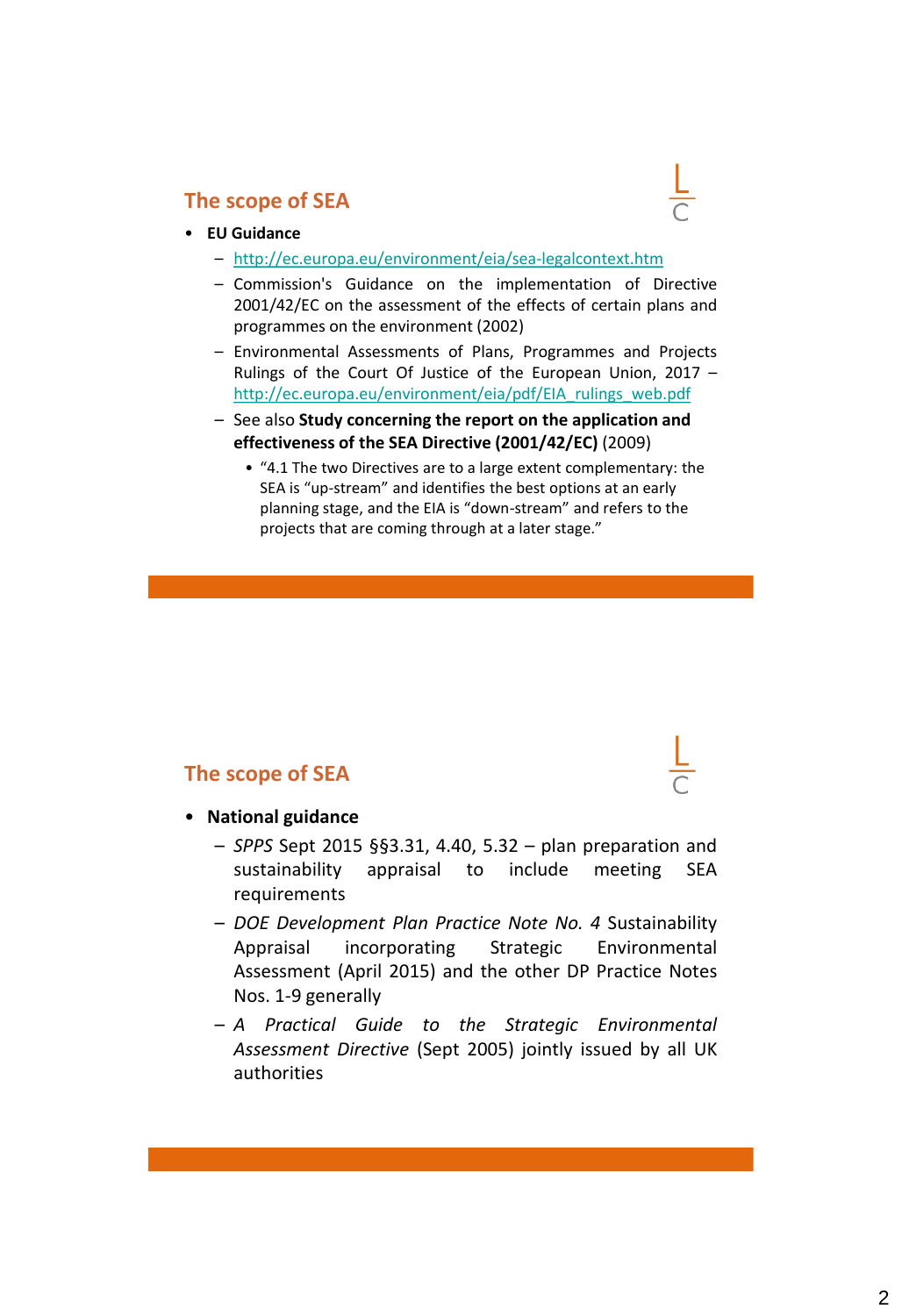## The scope of SEA

- **EU Guidance**
  - http://ec.europa.eu/environment/eia/sea-legalcontext.htm
  - Commission's Guidance on the implementation of Directive 2001/42/EC on the assessment of the effects of certain plans and programmes on the environment (2002)
  - Environmental Assessments of Plans, Programmes and Projects Rulings of the Court Of Justice of the European Union, 2017 – http://ec.europa.eu/environment/eia/pdf/EIA_rulings_web.pdf
  - See also **Study concerning the report on the application and effectiveness of the SEA Directive (2001/42/EC)** (2009)
    - "4.1 The two Directives are to a large extent complementary: the SEA is "up-stream" and identifies the best options at an early planning stage, and the EIA is "down-stream" and refers to the projects that are coming through at a later stage."

## The scope of SEA

- **National guidance**
  - *SPPS* Sept 2015 §§3.31, 4.40, 5.32 – plan preparation and sustainability appraisal to include meeting SEA requirements
  - *DOE Development Plan Practice Note No. 4* Sustainability Appraisal incorporating Strategic Environmental Assessment (April 2015) and the other DP Practice Notes Nos. 1-9 generally
  - *A Practical Guide to the Strategic Environmental Assessment Directive* (Sept 2005) jointly issued by all UK authorities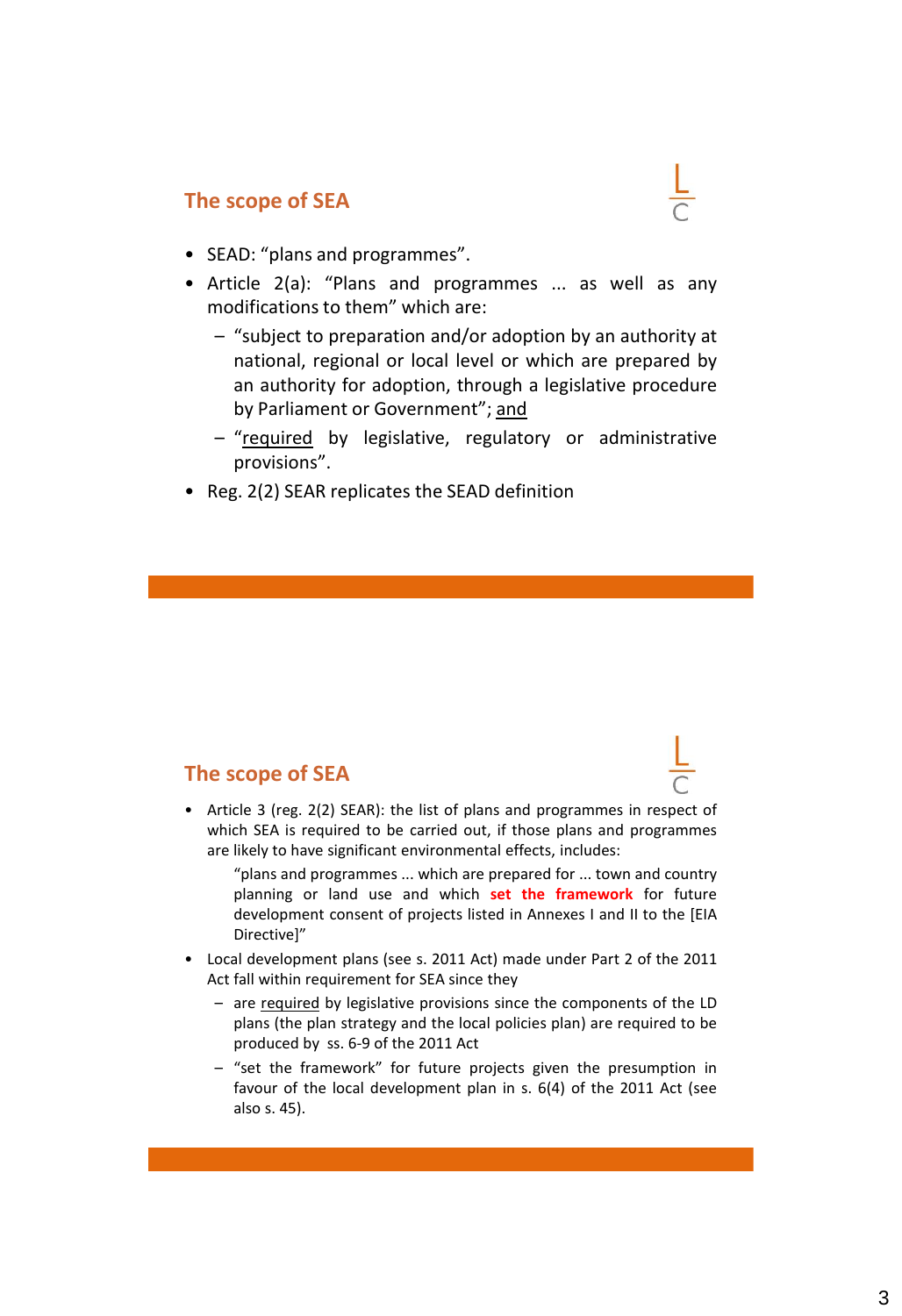## The scope of SEA

- SEAD: "plans and programmes".
- Article 2(a): "Plans and programmes ... as well as any modifications to them" which are:
  - "subject to preparation and/or adoption by an authority at national, regional or local level or which are prepared by an authority for adoption, through a legislative procedure by Parliament or Government"; and
  - "required by legislative, regulatory or administrative provisions".
- Reg. 2(2) SEAR replicates the SEAD definition

## The scope of SEA

- Article 3 (reg. 2(2) SEAR): the list of plans and programmes in respect of which SEA is required to be carried out, if those plans and programmes are likely to have significant environmental effects, includes:

  "plans and programmes ... which are prepared for ... town and country planning or land use and which **set the framework** for future development consent of projects listed in Annexes I and II to the [EIA Directive]"

- Local development plans (see s. 2011 Act) made under Part 2 of the 2011 Act fall within requirement for SEA since they
  - are required by legislative provisions since the components of the LD plans (the plan strategy and the local policies plan) are required to be produced by ss. 6-9 of the 2011 Act
  - "set the framework" for future projects given the presumption in favour of the local development plan in s. 6(4) of the 2011 Act (see also s. 45).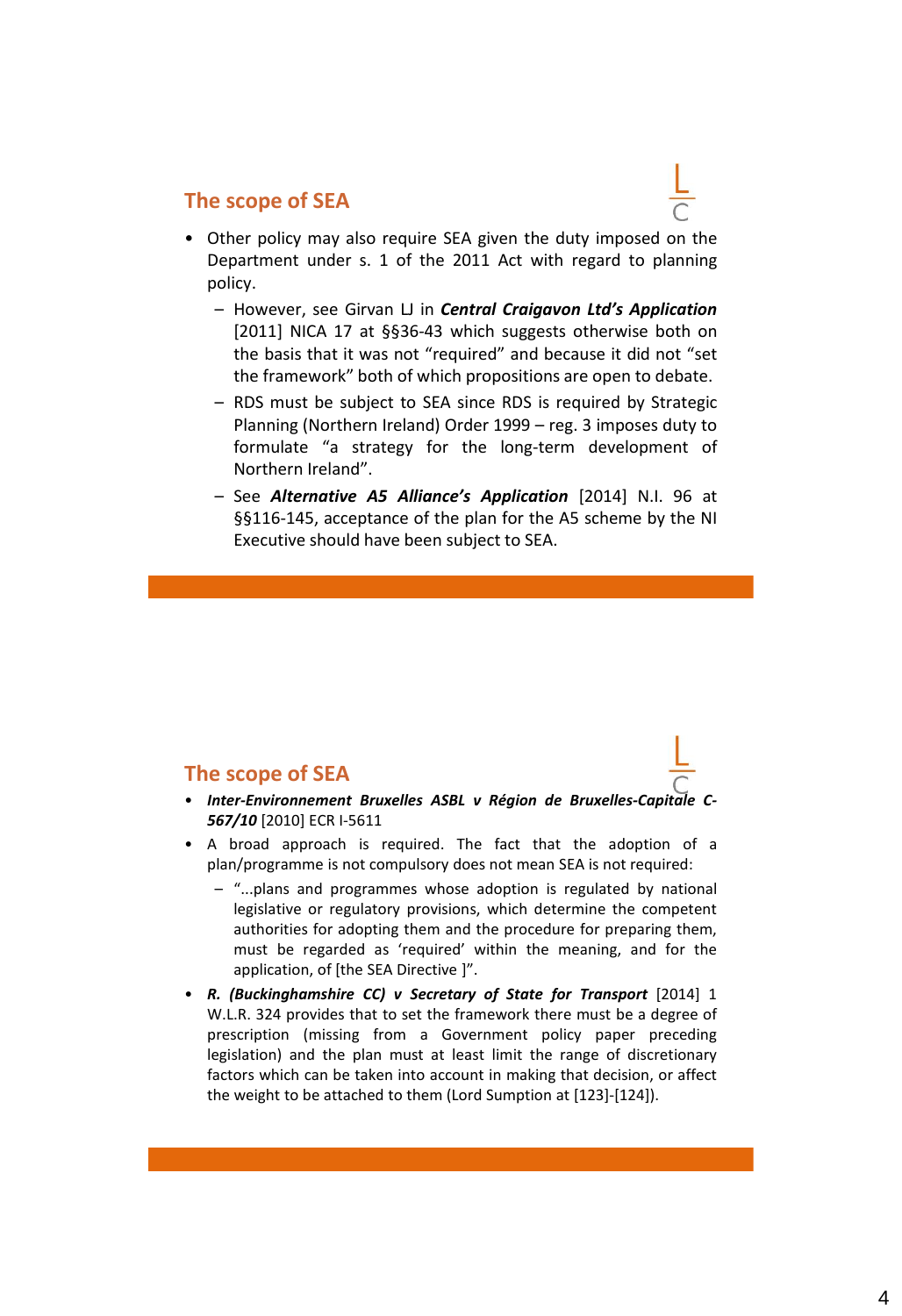## The scope of SEA

- Other policy may also require SEA given the duty imposed on the Department under s. 1 of the 2011 Act with regard to planning policy.
  - However, see Girvan LJ in ***Central Craigavon Ltd's Application*** [2011] NICA 17 at §§36-43 which suggests otherwise both on the basis that it was not "required" and because it did not "set the framework" both of which propositions are open to debate.
  - RDS must be subject to SEA since RDS is required by Strategic Planning (Northern Ireland) Order 1999 – reg. 3 imposes duty to formulate "a strategy for the long-term development of Northern Ireland".
  - See ***Alternative A5 Alliance's Application*** [2014] N.I. 96 at §§116-145, acceptance of the plan for the A5 scheme by the NI Executive should have been subject to SEA.

## The scope of SEA

- ***Inter-Environnement Bruxelles ASBL v Région de Bruxelles-Capitale C-567/10*** [2010] ECR I-5611
- A broad approach is required. The fact that the adoption of a plan/programme is not compulsory does not mean SEA is not required:
  - "...plans and programmes whose adoption is regulated by national legislative or regulatory provisions, which determine the competent authorities for adopting them and the procedure for preparing them, must be regarded as 'required' within the meaning, and for the application, of [the SEA Directive ]".
- ***R. (Buckinghamshire CC) v Secretary of State for Transport*** [2014] 1 W.L.R. 324 provides that to set the framework there must be a degree of prescription (missing from a Government policy paper preceding legislation) and the plan must at least limit the range of discretionary factors which can be taken into account in making that decision, or affect the weight to be attached to them (Lord Sumption at [123]-[124]).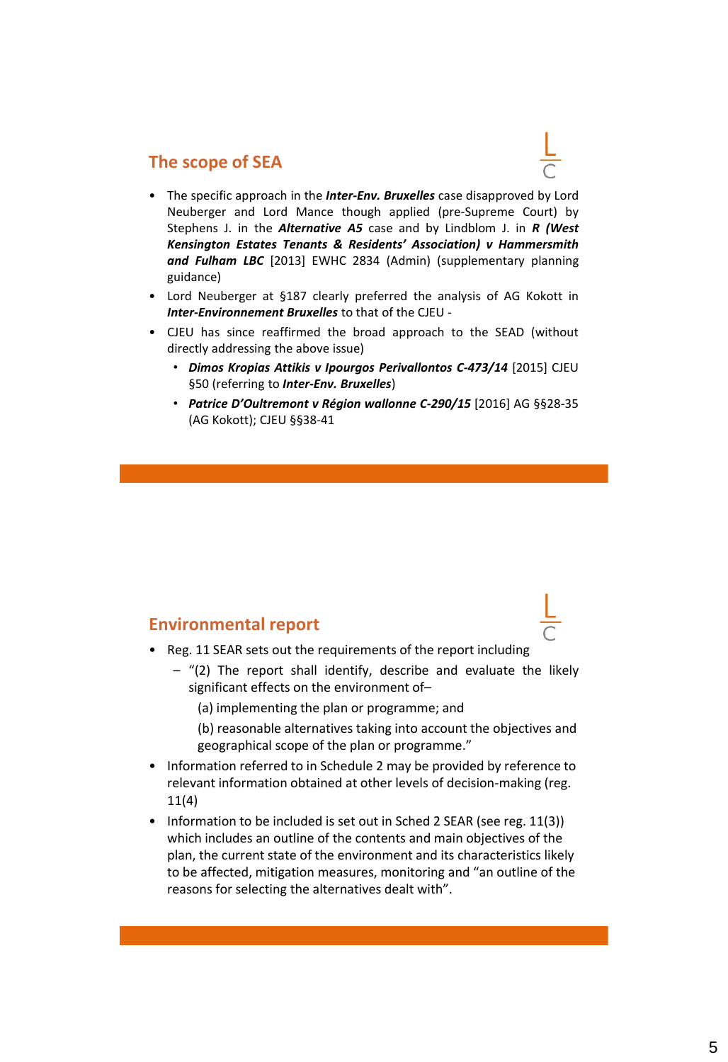## The scope of SEA

- The specific approach in the ***Inter-Env. Bruxelles*** case disapproved by Lord Neuberger and Lord Mance though applied (pre-Supreme Court) by Stephens J. in the ***Alternative A5*** case and by Lindblom J. in ***R (West Kensington Estates Tenants & Residents' Association) v Hammersmith and Fulham LBC*** [2013] EWHC 2834 (Admin) (supplementary planning guidance)
- Lord Neuberger at §187 clearly preferred the analysis of AG Kokott in ***Inter-Environnement Bruxelles*** to that of the CJEU -
- CJEU has since reaffirmed the broad approach to the SEAD (without directly addressing the above issue)
  - ***Dimos Kropias Attikis v Ipourgos Perivallontos C-473/14*** [2015] CJEU §50 (referring to ***Inter-Env. Bruxelles***)
  - ***Patrice D'Oultremont v Région wallonne C-290/15*** [2016] AG §§28-35 (AG Kokott); CJEU §§38-41

## Environmental report

- Reg. 11 SEAR sets out the requirements of the report including
  - "(2) The report shall identify, describe and evaluate the likely significant effects on the environment of–

    (a) implementing the plan or programme; and

    (b) reasonable alternatives taking into account the objectives and geographical scope of the plan or programme."
- Information referred to in Schedule 2 may be provided by reference to relevant information obtained at other levels of decision-making (reg. 11(4)
- Information to be included is set out in Sched 2 SEAR (see reg. 11(3)) which includes an outline of the contents and main objectives of the plan, the current state of the environment and its characteristics likely to be affected, mitigation measures, monitoring and "an outline of the reasons for selecting the alternatives dealt with".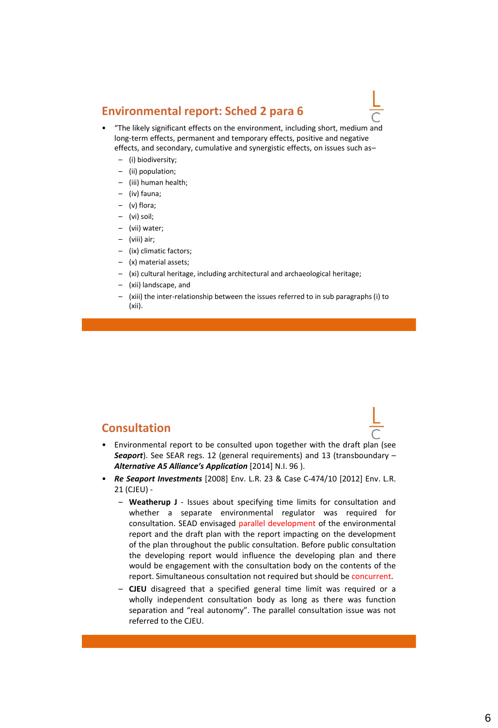## Environmental report: Sched 2 para 6

- "The likely significant effects on the environment, including short, medium and long-term effects, permanent and temporary effects, positive and negative effects, and secondary, cumulative and synergistic effects, on issues such as–
  - (i) biodiversity;
  - (ii) population;
  - (iii) human health;
  - (iv) fauna;
  - (v) flora;
  - (vi) soil;
  - (vii) water;
  - (viii) air;
  - (ix) climatic factors;
  - (x) material assets;
  - (xi) cultural heritage, including architectural and archaeological heritage;
  - (xii) landscape, and
  - (xiii) the inter-relationship between the issues referred to in sub paragraphs (i) to (xii).

## Consultation

- Environmental report to be consulted upon together with the draft plan (see ***Seaport***). See SEAR regs. 12 (general requirements) and 13 (transboundary – ***Alternative A5 Alliance's Application*** [2014] N.I. 96 ).
- ***Re Seaport Investments*** [2008] Env. L.R. 23 & Case C-474/10 [2012] Env. L.R. 21 (CJEU) -
  - **Weatherup J** - Issues about specifying time limits for consultation and whether a separate environmental regulator was required for consultation. SEAD envisaged parallel development of the environmental report and the draft plan with the report impacting on the development of the plan throughout the public consultation. Before public consultation the developing report would influence the developing plan and there would be engagement with the consultation body on the contents of the report. Simultaneous consultation not required but should be concurrent.
  - **CJEU** disagreed that a specified general time limit was required or a wholly independent consultation body as long as there was function separation and "real autonomy". The parallel consultation issue was not referred to the CJEU.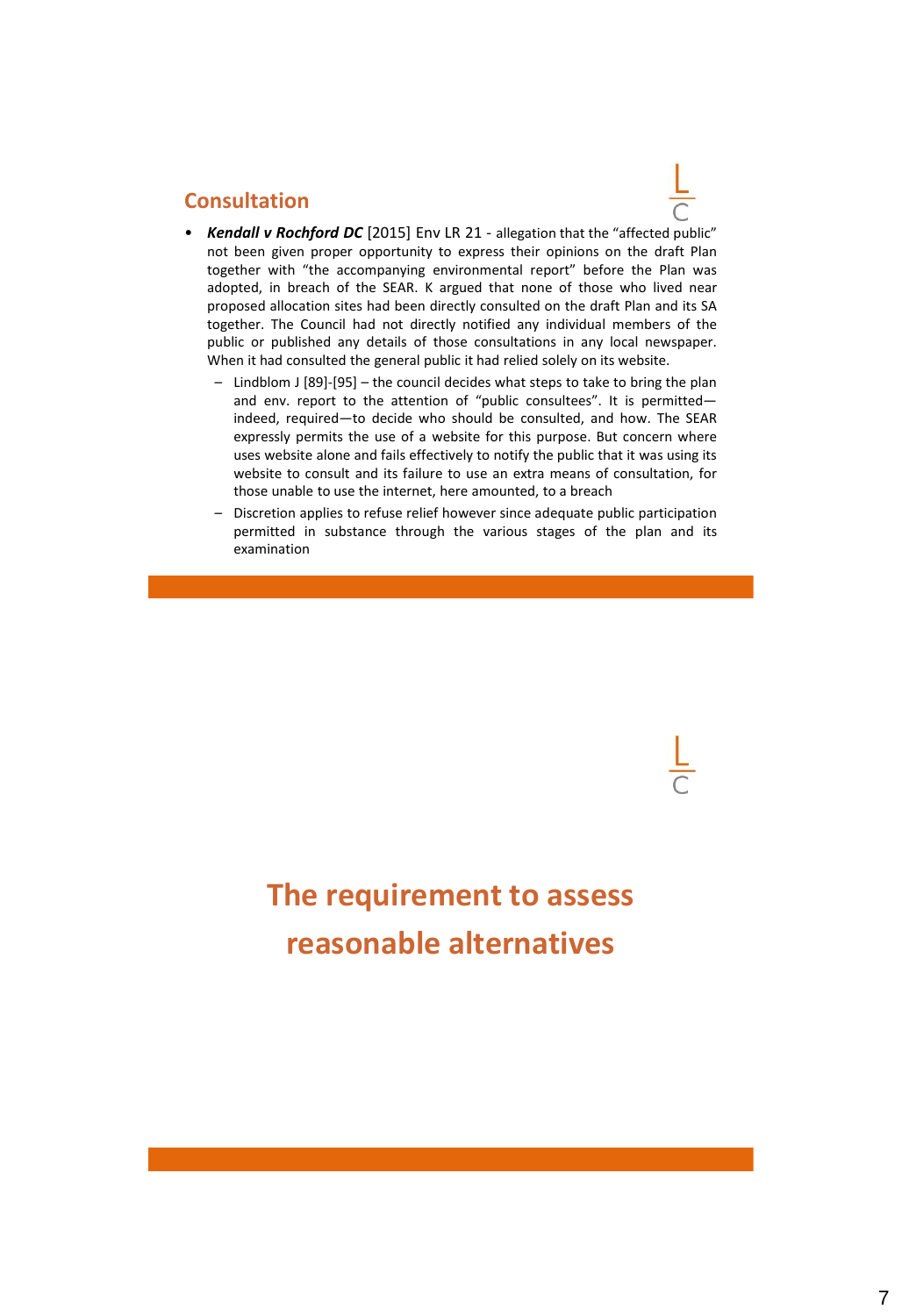## Consultation

- ***Kendall v Rochford DC*** [2015] Env LR 21 - allegation that the "affected public" not been given proper opportunity to express their opinions on the draft Plan together with "the accompanying environmental report" before the Plan was adopted, in breach of the SEAR. K argued that none of those who lived near proposed allocation sites had been directly consulted on the draft Plan and its SA together. The Council had not directly notified any individual members of the public or published any details of those consultations in any local newspaper. When it had consulted the general public it had relied solely on its website.
  - Lindblom J [89]-[95] – the council decides what steps to take to bring the plan and env. report to the attention of "public consultees". It is permitted—indeed, required—to decide who should be consulted, and how. The SEAR expressly permits the use of a website for this purpose. But concern where uses website alone and fails effectively to notify the public that it was using its website to consult and its failure to use an extra means of consultation, for those unable to use the internet, here amounted, to a breach
  - Discretion applies to refuse relief however since adequate public participation permitted in substance through the various stages of the plan and its examination

## The requirement to assess reasonable alternatives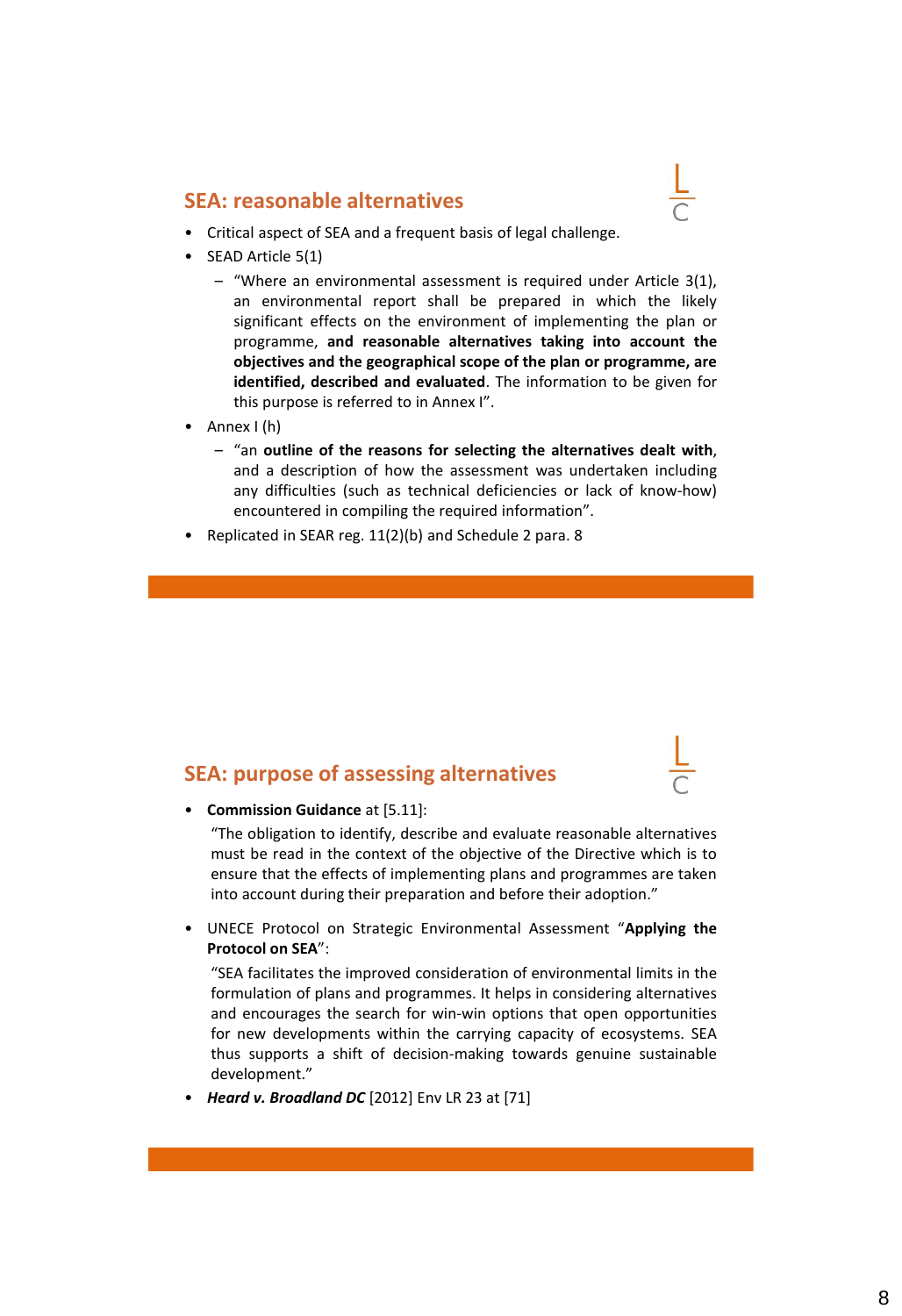## SEA: reasonable alternatives

- Critical aspect of SEA and a frequent basis of legal challenge.
- SEAD Article 5(1)
  - "Where an environmental assessment is required under Article 3(1), an environmental report shall be prepared in which the likely significant effects on the environment of implementing the plan or programme, **and reasonable alternatives taking into account the objectives and the geographical scope of the plan or programme, are identified, described and evaluated**. The information to be given for this purpose is referred to in Annex I".
- Annex I (h)
  - "an **outline of the reasons for selecting the alternatives dealt with**, and a description of how the assessment was undertaken including any difficulties (such as technical deficiencies or lack of know-how) encountered in compiling the required information".
- Replicated in SEAR reg. 11(2)(b) and Schedule 2 para. 8

## SEA: purpose of assessing alternatives

- **Commission Guidance** at [5.11]:

  "The obligation to identify, describe and evaluate reasonable alternatives must be read in the context of the objective of the Directive which is to ensure that the effects of implementing plans and programmes are taken into account during their preparation and before their adoption."

- UNECE Protocol on Strategic Environmental Assessment "**Applying the Protocol on SEA**":

  "SEA facilitates the improved consideration of environmental limits in the formulation of plans and programmes. It helps in considering alternatives and encourages the search for win-win options that open opportunities for new developments within the carrying capacity of ecosystems. SEA thus supports a shift of decision-making towards genuine sustainable development."

- ***Heard v. Broadland DC*** [2012] Env LR 23 at [71]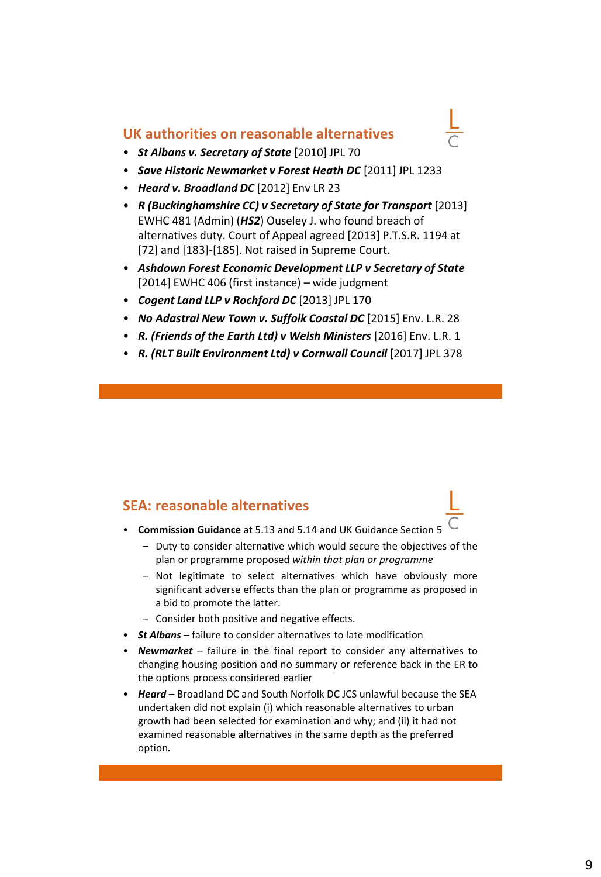## UK authorities on reasonable alternatives

- ***St Albans v. Secretary of State*** [2010] JPL 70
- ***Save Historic Newmarket v Forest Heath DC*** [2011] JPL 1233
- ***Heard v. Broadland DC*** [2012] Env LR 23
- ***R (Buckinghamshire CC) v Secretary of State for Transport*** [2013] EWHC 481 (Admin) (***HS2***) Ouseley J. who found breach of alternatives duty. Court of Appeal agreed [2013] P.T.S.R. 1194 at [72] and [183]-[185]. Not raised in Supreme Court.
- ***Ashdown Forest Economic Development LLP v Secretary of State*** [2014] EWHC 406 (first instance) – wide judgment
- ***Cogent Land LLP v Rochford DC*** [2013] JPL 170
- ***No Adastral New Town v. Suffolk Coastal DC*** [2015] Env. L.R. 28
- ***R. (Friends of the Earth Ltd) v Welsh Ministers*** [2016] Env. L.R. 1
- ***R. (RLT Built Environment Ltd) v Cornwall Council*** [2017] JPL 378

## SEA: reasonable alternatives

- **Commission Guidance** at 5.13 and 5.14 and UK Guidance Section 5
  - Duty to consider alternative which would secure the objectives of the plan or programme proposed *within that plan or programme*
  - Not legitimate to select alternatives which have obviously more significant adverse effects than the plan or programme as proposed in a bid to promote the latter.
  - Consider both positive and negative effects.
- ***St Albans*** – failure to consider alternatives to late modification
- ***Newmarket*** – failure in the final report to consider any alternatives to changing housing position and no summary or reference back in the ER to the options process considered earlier
- ***Heard*** – Broadland DC and South Norfolk DC JCS unlawful because the SEA undertaken did not explain (i) which reasonable alternatives to urban growth had been selected for examination and why; and (ii) it had not examined reasonable alternatives in the same depth as the preferred option.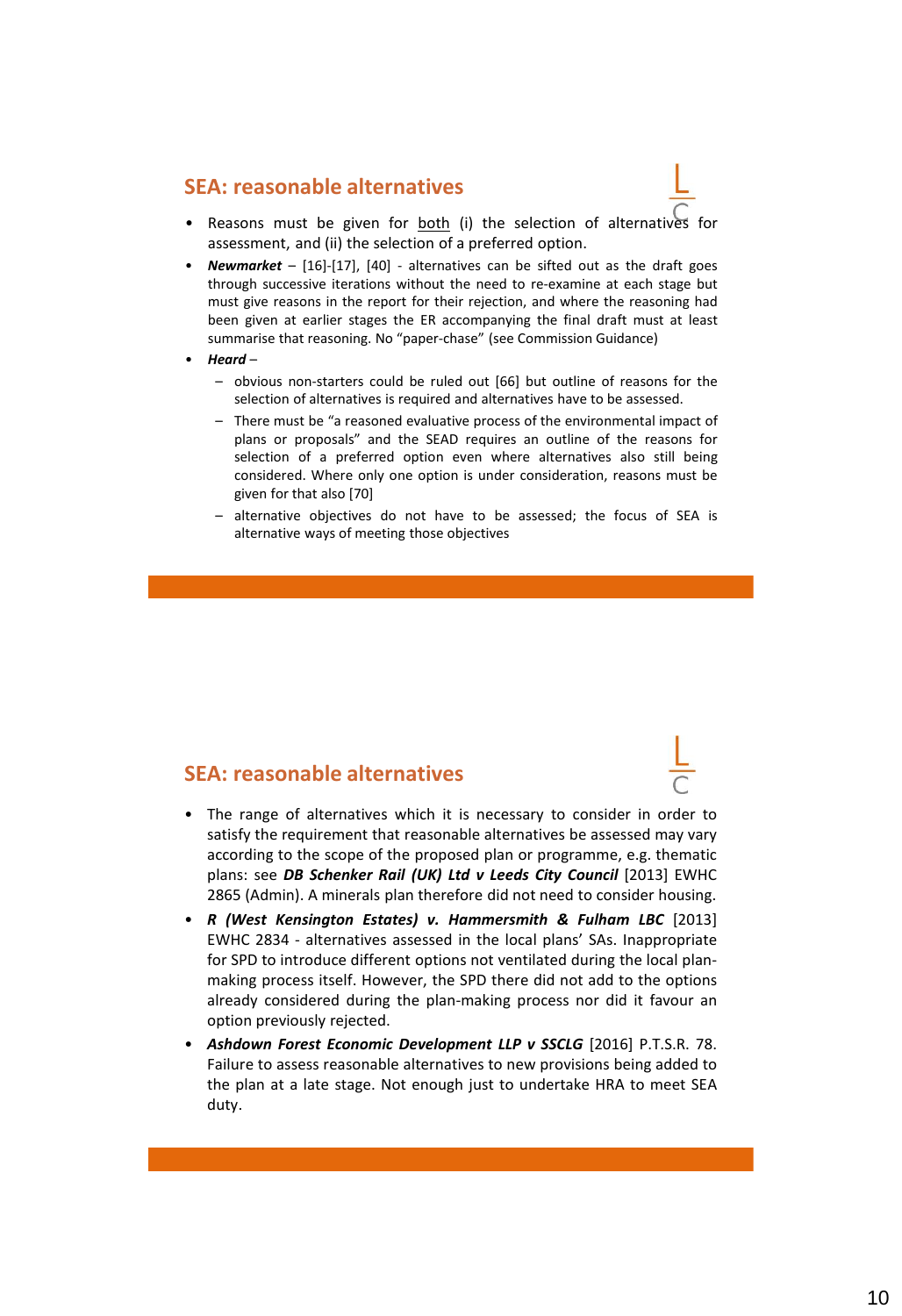## SEA: reasonable alternatives

- Reasons must be given for <u>both</u> (i) the selection of alternatives for assessment, and (ii) the selection of a preferred option.
- ***Newmarket*** – [16]-[17], [40] - alternatives can be sifted out as the draft goes through successive iterations without the need to re-examine at each stage but must give reasons in the report for their rejection, and where the reasoning had been given at earlier stages the ER accompanying the final draft must at least summarise that reasoning. No "paper-chase" (see Commission Guidance)
- ***Heard*** –
  - obvious non-starters could be ruled out [66] but outline of reasons for the selection of alternatives is required and alternatives have to be assessed.
  - There must be "a reasoned evaluative process of the environmental impact of plans or proposals" and the SEAD requires an outline of the reasons for selection of a preferred option even where alternatives also still being considered. Where only one option is under consideration, reasons must be given for that also [70]
  - alternative objectives do not have to be assessed; the focus of SEA is alternative ways of meeting those objectives

## SEA: reasonable alternatives

- The range of alternatives which it is necessary to consider in order to satisfy the requirement that reasonable alternatives be assessed may vary according to the scope of the proposed plan or programme, e.g. thematic plans: see ***DB Schenker Rail (UK) Ltd v Leeds City Council*** [2013] EWHC 2865 (Admin). A minerals plan therefore did not need to consider housing.
- ***R (West Kensington Estates) v. Hammersmith & Fulham LBC*** [2013] EWHC 2834 - alternatives assessed in the local plans' SAs. Inappropriate for SPD to introduce different options not ventilated during the local plan-making process itself. However, the SPD there did not add to the options already considered during the plan-making process nor did it favour an option previously rejected.
- ***Ashdown Forest Economic Development LLP v SSCLG*** [2016] P.T.S.R. 78. Failure to assess reasonable alternatives to new provisions being added to the plan at a late stage. Not enough just to undertake HRA to meet SEA duty.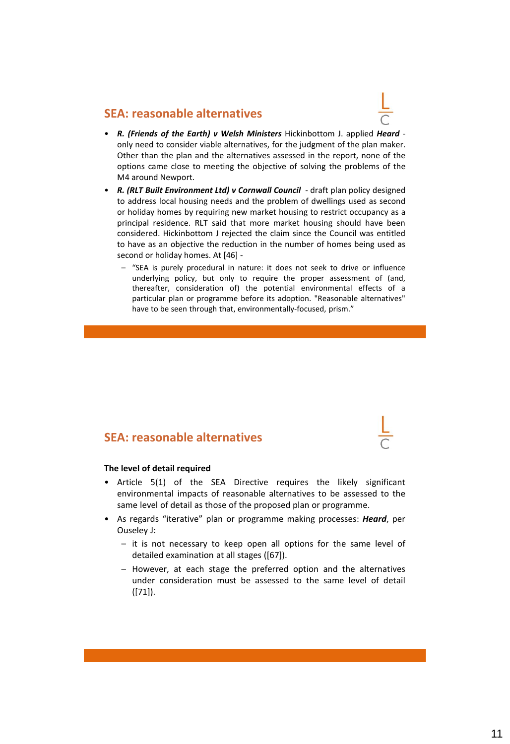## SEA: reasonable alternatives

- ***R. (Friends of the Earth) v Welsh Ministers*** Hickinbottom J. applied ***Heard*** - only need to consider viable alternatives, for the judgment of the plan maker. Other than the plan and the alternatives assessed in the report, none of the options came close to meeting the objective of solving the problems of the M4 around Newport.
- ***R. (RLT Built Environment Ltd) v Cornwall Council*** - draft plan policy designed to address local housing needs and the problem of dwellings used as second or holiday homes by requiring new market housing to restrict occupancy as a principal residence. RLT said that more market housing should have been considered. Hickinbottom J rejected the claim since the Council was entitled to have as an objective the reduction in the number of homes being used as second or holiday homes. At [46] -
  - "SEA is purely procedural in nature: it does not seek to drive or influence underlying policy, but only to require the proper assessment of (and, thereafter, consideration of) the potential environmental effects of a particular plan or programme before its adoption. "Reasonable alternatives" have to be seen through that, environmentally-focused, prism."

## SEA: reasonable alternatives

**The level of detail required**

- Article 5(1) of the SEA Directive requires the likely significant environmental impacts of reasonable alternatives to be assessed to the same level of detail as those of the proposed plan or programme.
- As regards "iterative" plan or programme making processes: ***Heard***, per Ouseley J:
  - it is not necessary to keep open all options for the same level of detailed examination at all stages ([67]).
  - However, at each stage the preferred option and the alternatives under consideration must be assessed to the same level of detail ([71]).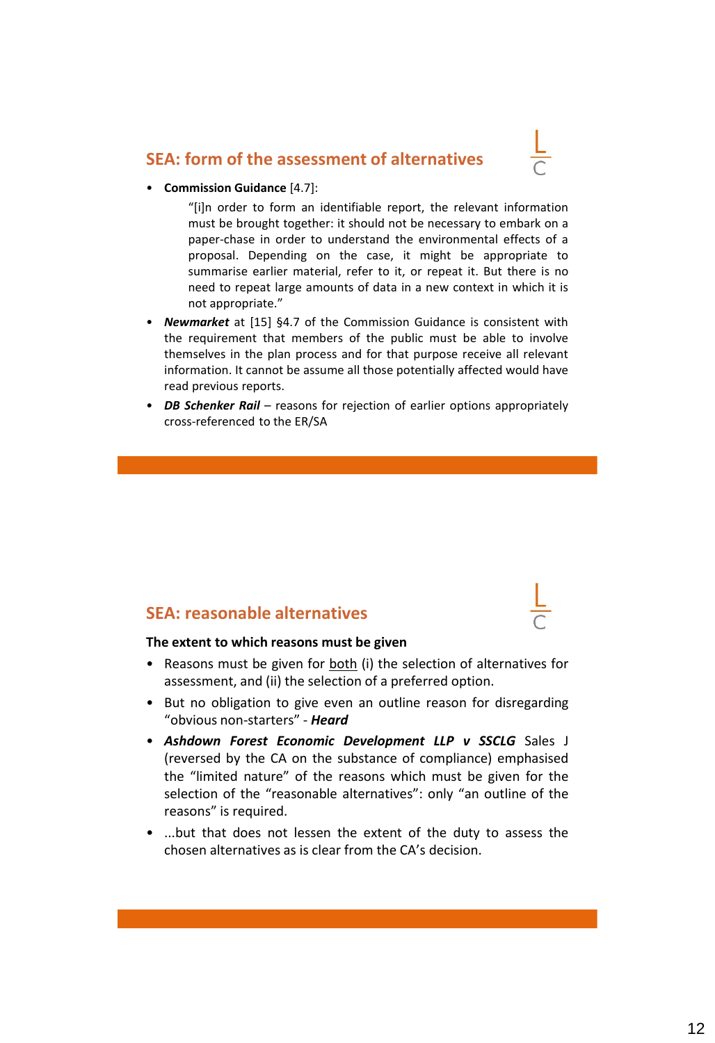## SEA: form of the assessment of alternatives

- **Commission Guidance** [4.7]:

  > "[i]n order to form an identifiable report, the relevant information must be brought together: it should not be necessary to embark on a paper-chase in order to understand the environmental effects of a proposal. Depending on the case, it might be appropriate to summarise earlier material, refer to it, or repeat it. But there is no need to repeat large amounts of data in a new context in which it is not appropriate."

- ***Newmarket*** at [15] §4.7 of the Commission Guidance is consistent with the requirement that members of the public must be able to involve themselves in the plan process and for that purpose receive all relevant information. It cannot be assume all those potentially affected would have read previous reports.
- ***DB Schenker Rail*** – reasons for rejection of earlier options appropriately cross-referenced to the ER/SA

## SEA: reasonable alternatives

**The extent to which reasons must be given**

- Reasons must be given for both (i) the selection of alternatives for assessment, and (ii) the selection of a preferred option.
- But no obligation to give even an outline reason for disregarding "obvious non-starters" - ***Heard***
- ***Ashdown Forest Economic Development LLP v SSCLG*** Sales J (reversed by the CA on the substance of compliance) emphasised the "limited nature" of the reasons which must be given for the selection of the "reasonable alternatives": only "an outline of the reasons" is required.
- ...but that does not lessen the extent of the duty to assess the chosen alternatives as is clear from the CA's decision.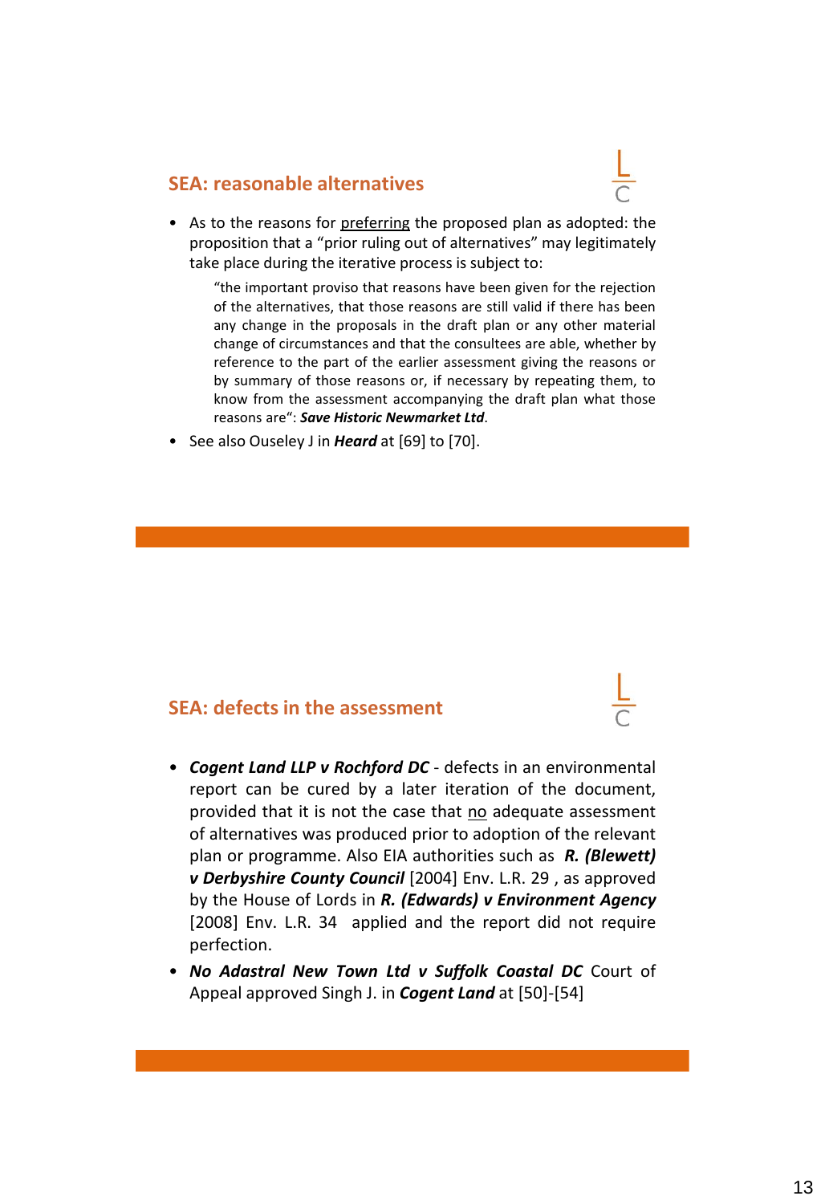## SEA: reasonable alternatives

- As to the reasons for <u>preferring</u> the proposed plan as adopted: the proposition that a "prior ruling out of alternatives" may legitimately take place during the iterative process is subject to:

  > "the important proviso that reasons have been given for the rejection of the alternatives, that those reasons are still valid if there has been any change in the proposals in the draft plan or any other material change of circumstances and that the consultees are able, whether by reference to the part of the earlier assessment giving the reasons or by summary of those reasons or, if necessary by repeating them, to know from the assessment accompanying the draft plan what those reasons are": ***Save Historic Newmarket Ltd***.

- See also Ouseley J in ***Heard*** at [69] to [70].

## SEA: defects in the assessment

- ***Cogent Land LLP v Rochford DC*** - defects in an environmental report can be cured by a later iteration of the document, provided that it is not the case that <u>no</u> adequate assessment of alternatives was produced prior to adoption of the relevant plan or programme. Also EIA authorities such as ***R. (Blewett) v Derbyshire County Council*** [2004] Env. L.R. 29 , as approved by the House of Lords in ***R. (Edwards) v Environment Agency*** [2008] Env. L.R. 34 applied and the report did not require perfection.
- ***No Adastral New Town Ltd v Suffolk Coastal DC*** Court of Appeal approved Singh J. in ***Cogent Land*** at [50]-[54]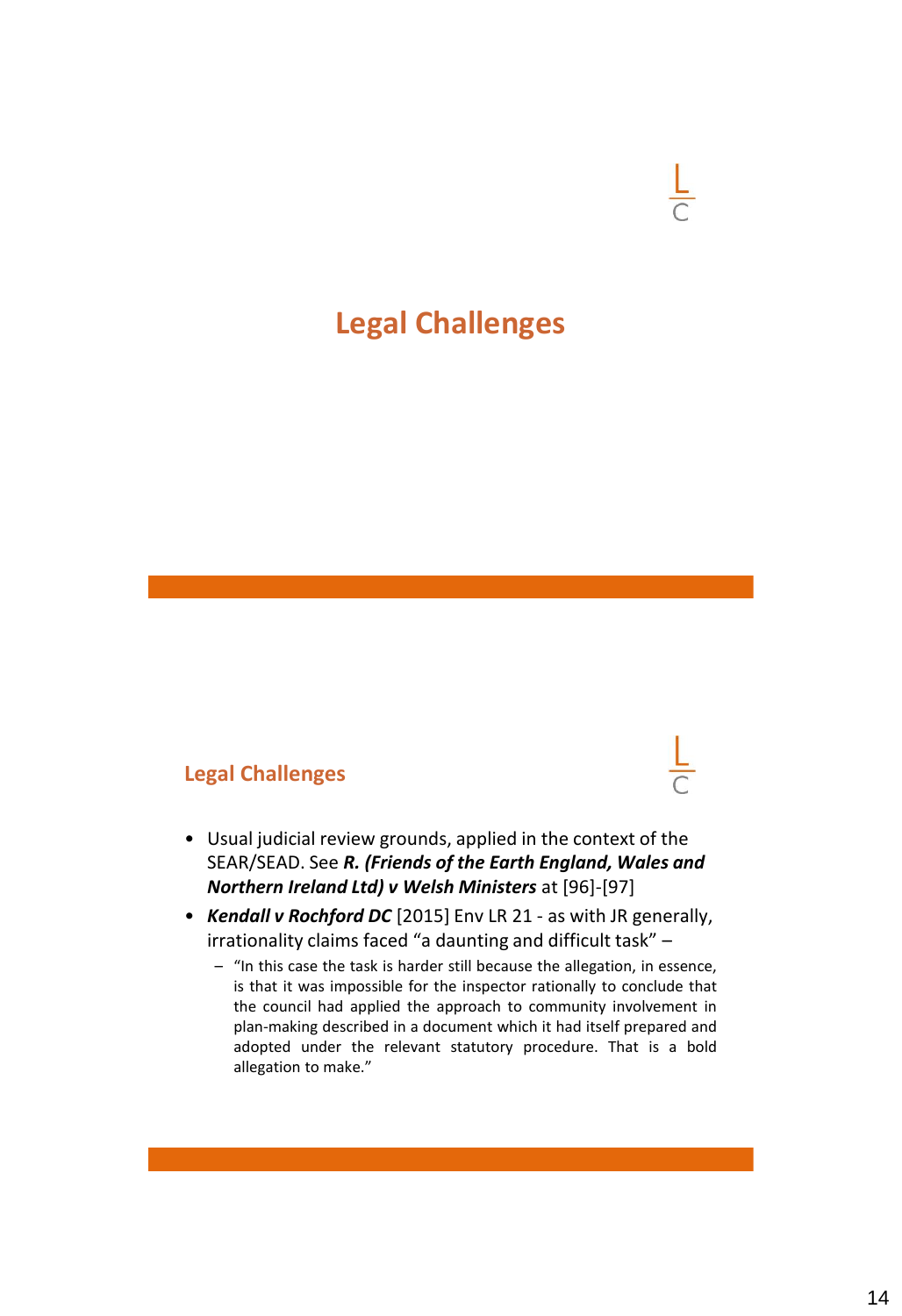# Legal Challenges

## Legal Challenges

- Usual judicial review grounds, applied in the context of the SEAR/SEAD. See ***R. (Friends of the Earth England, Wales and Northern Ireland Ltd) v Welsh Ministers*** at [96]-[97]
- ***Kendall v Rochford DC*** [2015] Env LR 21 - as with JR generally, irrationality claims faced "a daunting and difficult task" –
  - "In this case the task is harder still because the allegation, in essence, is that it was impossible for the inspector rationally to conclude that the council had applied the approach to community involvement in plan-making described in a document which it had itself prepared and adopted under the relevant statutory procedure. That is a bold allegation to make."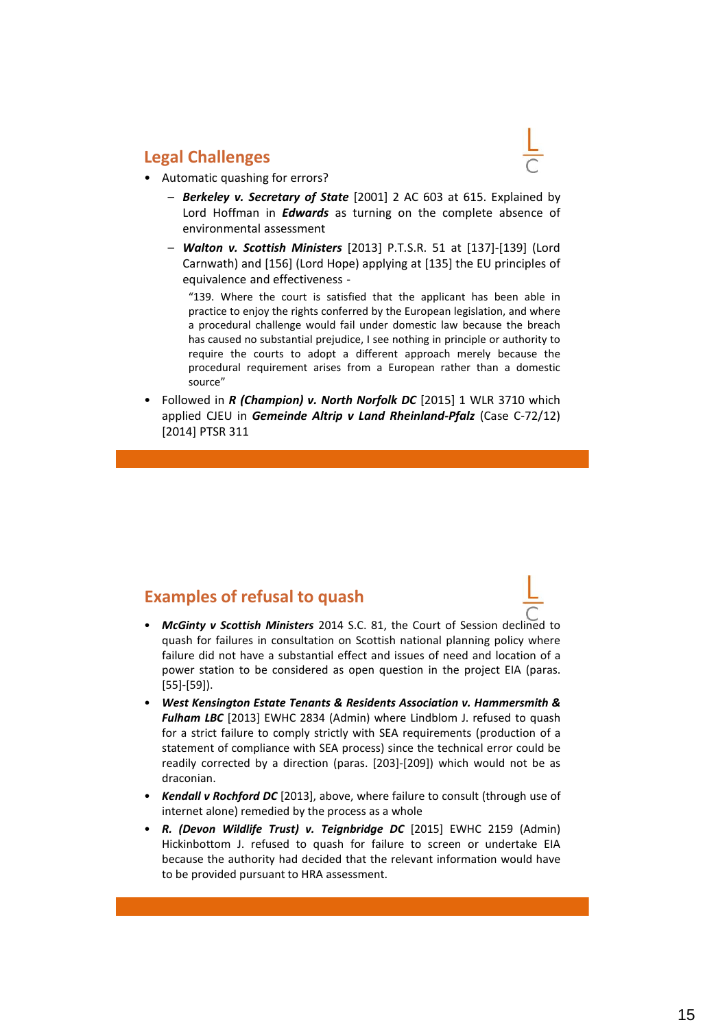## Legal Challenges

- Automatic quashing for errors?
  - ***Berkeley v. Secretary of State*** [2001] 2 AC 603 at 615. Explained by Lord Hoffman in ***Edwards*** as turning on the complete absence of environmental assessment
  - ***Walton v. Scottish Ministers*** [2013] P.T.S.R. 51 at [137]-[139] (Lord Carnwath) and [156] (Lord Hope) applying at [135] the EU principles of equivalence and effectiveness -

    "139. Where the court is satisfied that the applicant has been able in practice to enjoy the rights conferred by the European legislation, and where a procedural challenge would fail under domestic law because the breach has caused no substantial prejudice, I see nothing in principle or authority to require the courts to adopt a different approach merely because the procedural requirement arises from a European rather than a domestic source"

- Followed in ***R (Champion) v. North Norfolk DC*** [2015] 1 WLR 3710 which applied CJEU in ***Gemeinde Altrip v Land Rheinland-Pfalz*** (Case C-72/12) [2014] PTSR 311

## Examples of refusal to quash

- ***McGinty v Scottish Ministers*** 2014 S.C. 81, the Court of Session declined to quash for failures in consultation on Scottish national planning policy where failure did not have a substantial effect and issues of need and location of a power station to be considered as open question in the project EIA (paras. [55]-[59]).
- ***West Kensington Estate Tenants & Residents Association v. Hammersmith & Fulham LBC*** [2013] EWHC 2834 (Admin) where Lindblom J. refused to quash for a strict failure to comply strictly with SEA requirements (production of a statement of compliance with SEA process) since the technical error could be readily corrected by a direction (paras. [203]-[209]) which would not be as draconian.
- ***Kendall v Rochford DC*** [2013], above, where failure to consult (through use of internet alone) remedied by the process as a whole
- ***R. (Devon Wildlife Trust) v. Teignbridge DC*** [2015] EWHC 2159 (Admin) Hickinbottom J. refused to quash for failure to screen or undertake EIA because the authority had decided that the relevant information would have to be provided pursuant to HRA assessment.